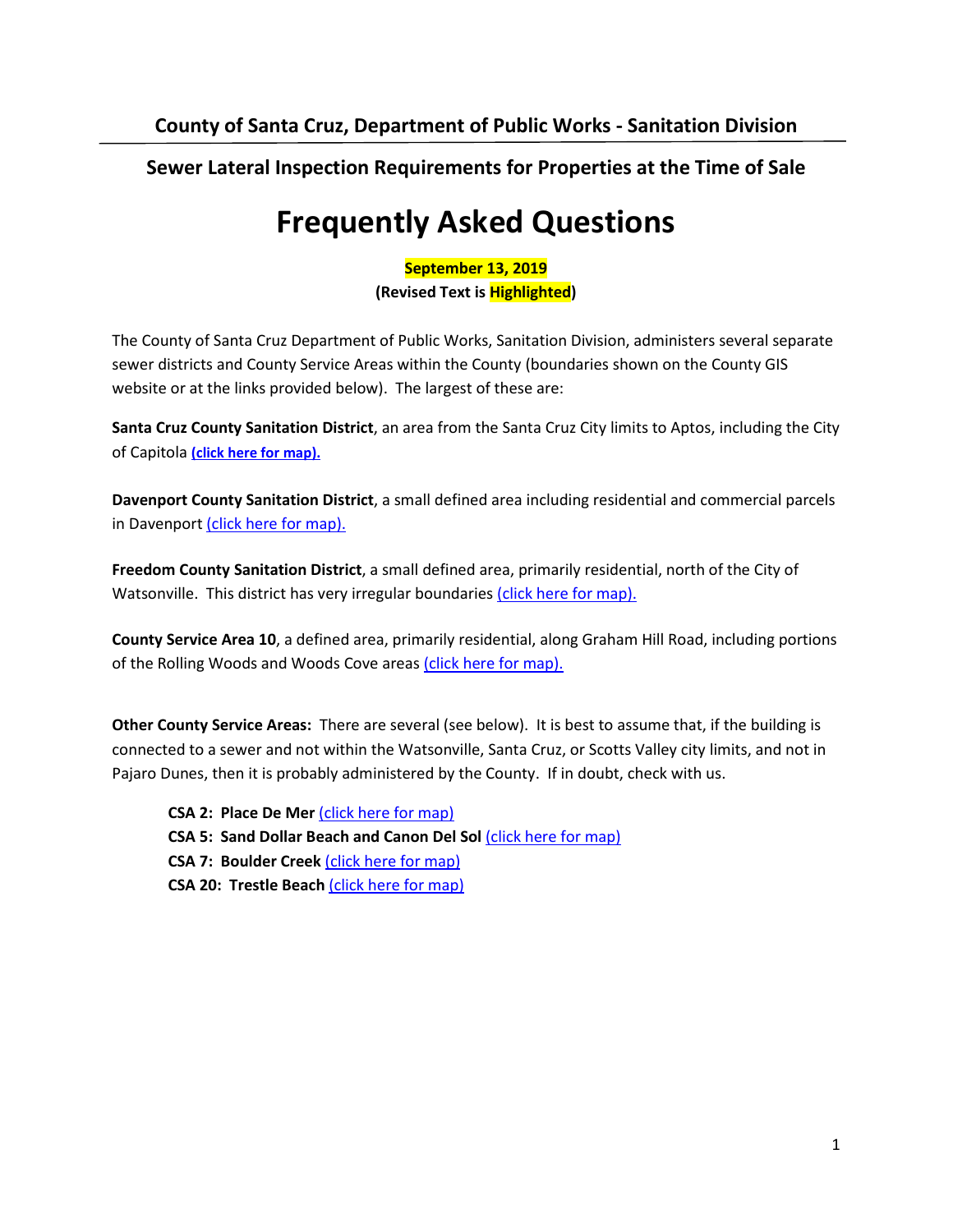## County of Santa Cruz, Department of Public Works - Sanitation Division

### Sewer Lateral Inspection Requirements for Properties at the Time of Sale

# Frequently Asked Questions

**September 13, 2019**
**(Revised Text is Highlighted)**

The County of Santa Cruz Department of Public Works, Sanitation Division, administers several separate sewer districts and County Service Areas within the County (boundaries shown on the County GIS website or at the links provided below). The largest of these are:

**Santa Cruz County Sanitation District**, an area from the Santa Cruz City limits to Aptos, including the City of Capitola **(click here for map).**

**Davenport County Sanitation District**, a small defined area including residential and commercial parcels in Davenport (click here for map).

**Freedom County Sanitation District**, a small defined area, primarily residential, north of the City of Watsonville. This district has very irregular boundaries (click here for map).

**County Service Area 10**, a defined area, primarily residential, along Graham Hill Road, including portions of the Rolling Woods and Woods Cove areas (click here for map).

**Other County Service Areas:** There are several (see below). It is best to assume that, if the building is connected to a sewer and not within the Watsonville, Santa Cruz, or Scotts Valley city limits, and not in Pajaro Dunes, then it is probably administered by the County. If in doubt, check with us.

- **CSA 2: Place De Mer** (click here for map)
- **CSA 5: Sand Dollar Beach and Canon Del Sol** (click here for map)
- **CSA 7: Boulder Creek** (click here for map)
- **CSA 20: Trestle Beach** (click here for map)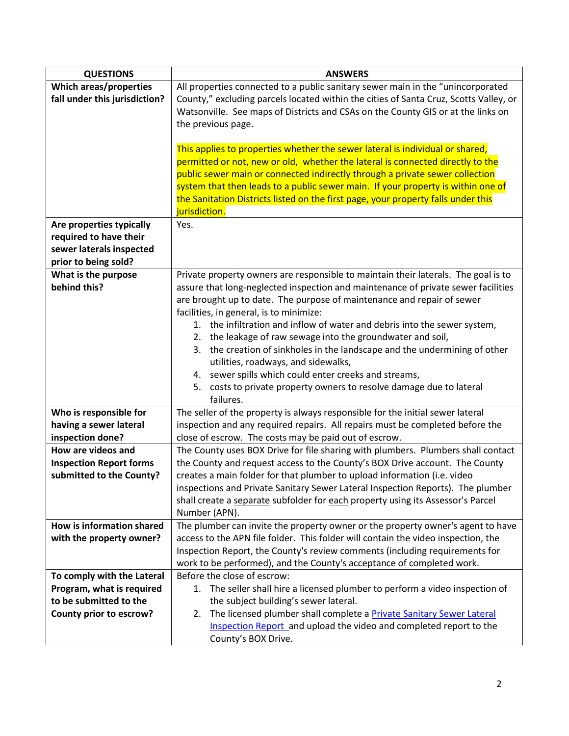| QUESTIONS | ANSWERS |
|---|---|
| **Which areas/properties fall under this jurisdiction?** | All properties connected to a public sanitary sewer main in the "unincorporated County," excluding parcels located within the cities of Santa Cruz, Scotts Valley, or Watsonville. See maps of Districts and CSAs on the County GIS or at the links on the previous page.<br><br>This applies to properties whether the sewer lateral is individual or shared, permitted or not, new or old, whether the lateral is connected directly to the public sewer main or connected indirectly through a private sewer collection system that then leads to a public sewer main. If your property is within one of the Sanitation Districts listed on the first page, your property falls under this jurisdiction. |
| **Are properties typically required to have their sewer laterals inspected prior to being sold?** | Yes. |
| **What is the purpose behind this?** | Private property owners are responsible to maintain their laterals. The goal is to assure that long-neglected inspection and maintenance of private sewer facilities are brought up to date. The purpose of maintenance and repair of sewer facilities, in general, is to minimize:<br>1. the infiltration and inflow of water and debris into the sewer system,<br>2. the leakage of raw sewage into the groundwater and soil,<br>3. the creation of sinkholes in the landscape and the undermining of other utilities, roadways, and sidewalks,<br>4. sewer spills which could enter creeks and streams,<br>5. costs to private property owners to resolve damage due to lateral failures. |
| **Who is responsible for having a sewer lateral inspection done?** | The seller of the property is always responsible for the initial sewer lateral inspection and any required repairs. All repairs must be completed before the close of escrow. The costs may be paid out of escrow. |
| **How are videos and Inspection Report forms submitted to the County?** | The County uses BOX Drive for file sharing with plumbers. Plumbers shall contact the County and request access to the County's BOX Drive account. The County creates a main folder for that plumber to upload information (i.e. video inspections and Private Sanitary Sewer Lateral Inspection Reports). The plumber shall create a separate subfolder for each property using its Assessor's Parcel Number (APN). |
| **How is information shared with the property owner?** | The plumber can invite the property owner or the property owner's agent to have access to the APN file folder. This folder will contain the video inspection, the Inspection Report, the County's review comments (including requirements for work to be performed), and the County's acceptance of completed work. |
| **To comply with the Lateral Program, what is required to be submitted to the County prior to escrow?** | Before the close of escrow:<br>1. The seller shall hire a licensed plumber to perform a video inspection of the subject building's sewer lateral.<br>2. The licensed plumber shall complete a Private Sanitary Sewer Lateral Inspection Report and upload the video and completed report to the County's BOX Drive. |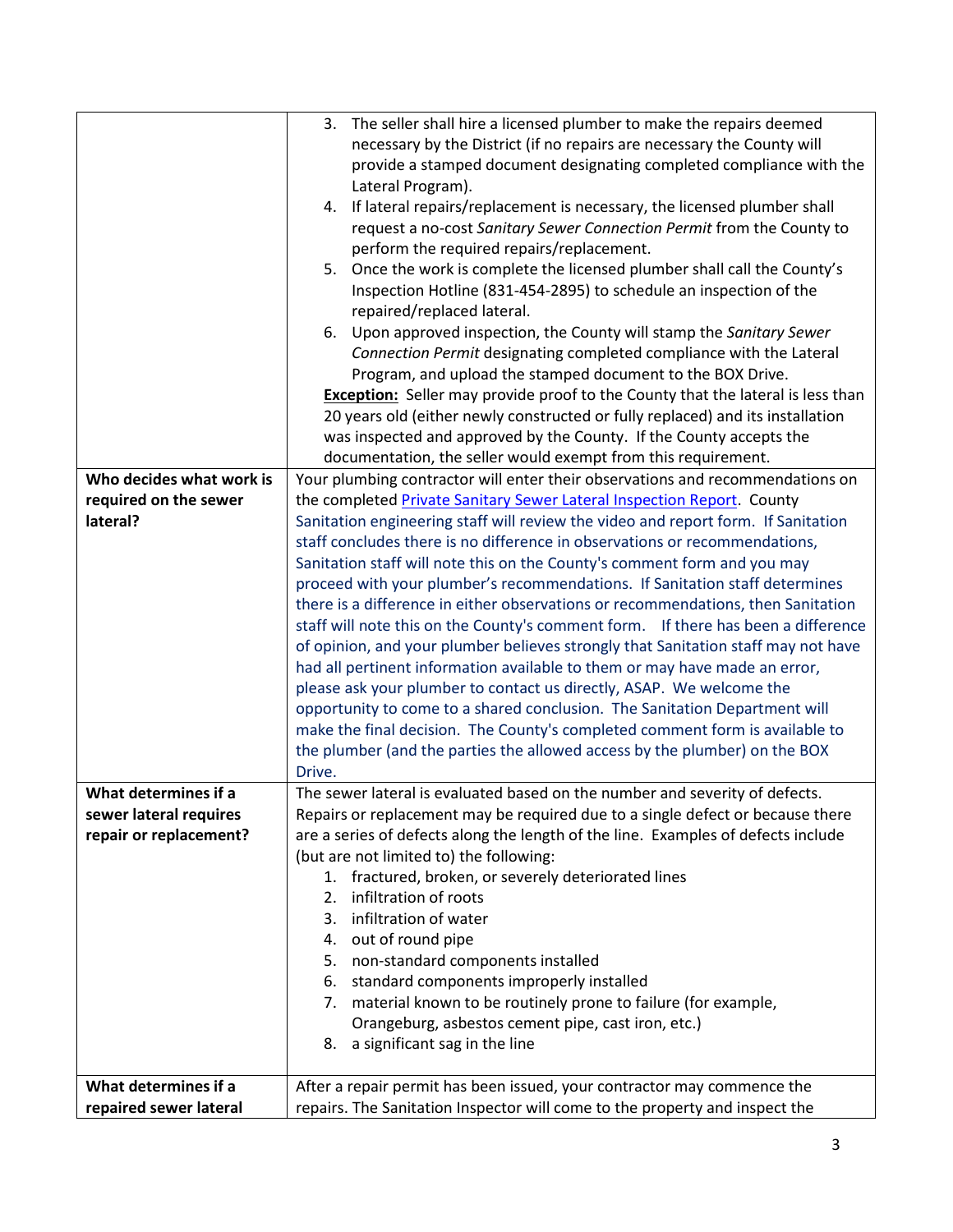| | |
|---|---|
| | 3. The seller shall hire a licensed plumber to make the repairs deemed necessary by the District (if no repairs are necessary the County will provide a stamped document designating completed compliance with the Lateral Program).<br>4. If lateral repairs/replacement is necessary, the licensed plumber shall request a no-cost *Sanitary Sewer Connection Permit* from the County to perform the required repairs/replacement.<br>5. Once the work is complete the licensed plumber shall call the County's Inspection Hotline (831-454-2895) to schedule an inspection of the repaired/replaced lateral.<br>6. Upon approved inspection, the County will stamp the *Sanitary Sewer Connection Permit* designating completed compliance with the Lateral Program, and upload the stamped document to the BOX Drive.<br><br>**<u>Exception:</u>** Seller may provide proof to the County that the lateral is less than 20 years old (either newly constructed or fully replaced) and its installation was inspected and approved by the County. If the County accepts the documentation, the seller would exempt from this requirement. |
| **Who decides what work is required on the sewer lateral?** | Your plumbing contractor will enter their observations and recommendations on the completed [Private Sanitary Sewer Lateral Inspection Report](). County Sanitation engineering staff will review the video and report form. If Sanitation staff concludes there is no difference in observations or recommendations, Sanitation staff will note this on the County's comment form and you may proceed with your plumber's recommendations. If Sanitation staff determines there is a difference in either observations or recommendations, then Sanitation staff will note this on the County's comment form. If there has been a difference of opinion, and your plumber believes strongly that Sanitation staff may not have had all pertinent information available to them or may have made an error, please ask your plumber to contact us directly, ASAP. We welcome the opportunity to come to a shared conclusion. The Sanitation Department will make the final decision. The County's completed comment form is available to the plumber (and the parties the allowed access by the plumber) on the BOX Drive. |
| **What determines if a sewer lateral requires repair or replacement?** | The sewer lateral is evaluated based on the number and severity of defects. Repairs or replacement may be required due to a single defect or because there are a series of defects along the length of the line. Examples of defects include (but are not limited to) the following:<br>1. fractured, broken, or severely deteriorated lines<br>2. infiltration of roots<br>3. infiltration of water<br>4. out of round pipe<br>5. non-standard components installed<br>6. standard components improperly installed<br>7. material known to be routinely prone to failure (for example, Orangeburg, asbestos cement pipe, cast iron, etc.)<br>8. a significant sag in the line |
| **What determines if a repaired sewer lateral** | After a repair permit has been issued, your contractor may commence the repairs. The Sanitation Inspector will come to the property and inspect the |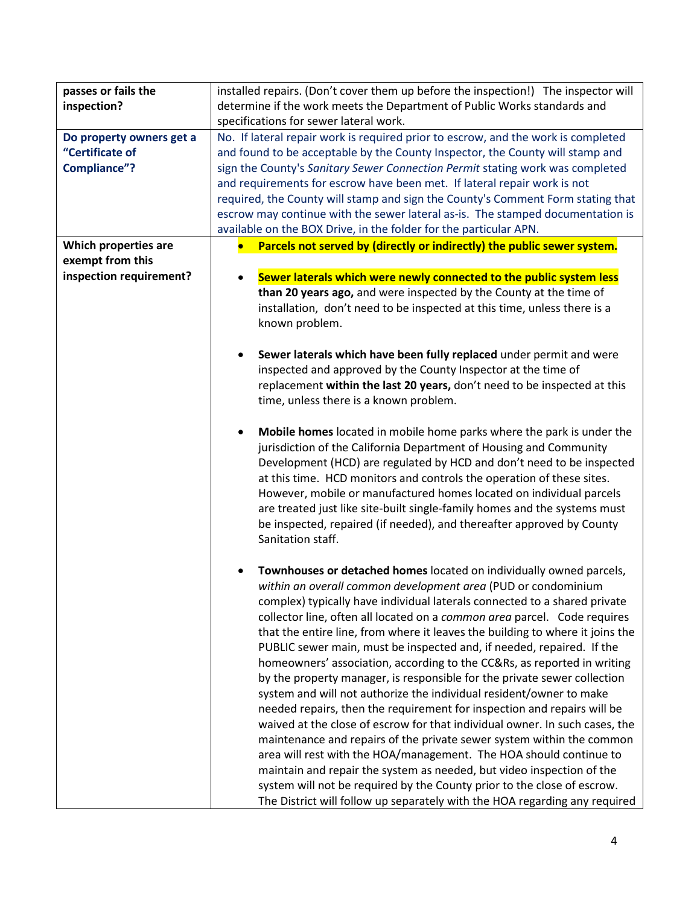| | |
|---|---|
| **passes or fails the inspection?** | installed repairs. (Don't cover them up before the inspection!) The inspector will determine if the work meets the Department of Public Works standards and specifications for sewer lateral work. |
| **Do property owners get a "Certificate of Compliance"?** | No. If lateral repair work is required prior to escrow, and the work is completed and found to be acceptable by the County Inspector, the County will stamp and sign the County's *Sanitary Sewer Connection Permit* stating work was completed and requirements for escrow have been met. If lateral repair work is not required, the County will stamp and sign the County's Comment Form stating that escrow may continue with the sewer lateral as-is. The stamped documentation is available on the BOX Drive, in the folder for the particular APN. |
| **Which properties are exempt from this inspection requirement?** | • **Parcels not served by (directly or indirectly) the public sewer system.**<br><br>• **Sewer laterals which were newly connected to the public system less than 20 years ago,** and were inspected by the County at the time of installation, don't need to be inspected at this time, unless there is a known problem.<br><br>• **Sewer laterals which have been fully replaced** under permit and were inspected and approved by the County Inspector at the time of replacement **within the last 20 years,** don't need to be inspected at this time, unless there is a known problem.<br><br>• **Mobile homes** located in mobile home parks where the park is under the jurisdiction of the California Department of Housing and Community Development (HCD) are regulated by HCD and don't need to be inspected at this time. HCD monitors and controls the operation of these sites. However, mobile or manufactured homes located on individual parcels are treated just like site-built single-family homes and the systems must be inspected, repaired (if needed), and thereafter approved by County Sanitation staff.<br><br>• **Townhouses or detached homes** located on individually owned parcels, *within an overall common development area* (PUD or condominium complex) typically have individual laterals connected to a shared private collector line, often all located on a *common area* parcel. Code requires that the entire line, from where it leaves the building to where it joins the PUBLIC sewer main, must be inspected and, if needed, repaired. If the homeowners' association, according to the CC&Rs, as reported in writing by the property manager, is responsible for the private sewer collection system and will not authorize the individual resident/owner to make needed repairs, then the requirement for inspection and repairs will be waived at the close of escrow for that individual owner. In such cases, the maintenance and repairs of the private sewer system within the common area will rest with the HOA/management. The HOA should continue to maintain and repair the system as needed, but video inspection of the system will not be required by the County prior to the close of escrow. The District will follow up separately with the HOA regarding any required |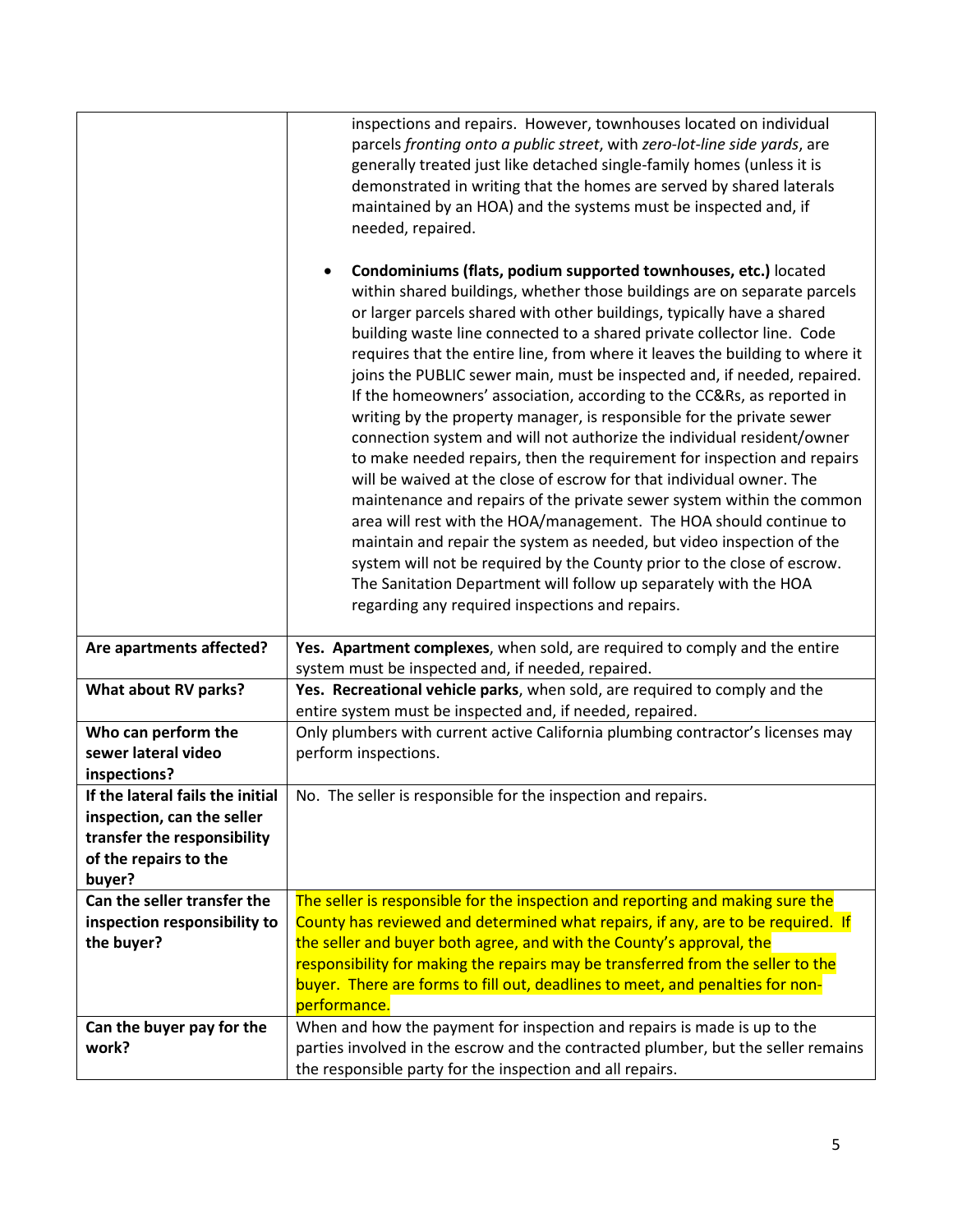| | |
|---|---|
| | inspections and repairs. However, townhouses located on individual parcels *fronting onto a public street*, with *zero-lot-line side yards*, are generally treated just like detached single-family homes (unless it is demonstrated in writing that the homes are served by shared laterals maintained by an HOA) and the systems must be inspected and, if needed, repaired.<br><br>• **Condominiums (flats, podium supported townhouses, etc.)** located within shared buildings, whether those buildings are on separate parcels or larger parcels shared with other buildings, typically have a shared building waste line connected to a shared private collector line. Code requires that the entire line, from where it leaves the building to where it joins the PUBLIC sewer main, must be inspected and, if needed, repaired. If the homeowners' association, according to the CC&Rs, as reported in writing by the property manager, is responsible for the private sewer connection system and will not authorize the individual resident/owner to make needed repairs, then the requirement for inspection and repairs will be waived at the close of escrow for that individual owner. The maintenance and repairs of the private sewer system within the common area will rest with the HOA/management. The HOA should continue to maintain and repair the system as needed, but video inspection of the system will not be required by the County prior to the close of escrow. The Sanitation Department will follow up separately with the HOA regarding any required inspections and repairs. |
| **Are apartments affected?** | **Yes. Apartment complexes**, when sold, are required to comply and the entire system must be inspected and, if needed, repaired. |
| **What about RV parks?** | **Yes. Recreational vehicle parks**, when sold, are required to comply and the entire system must be inspected and, if needed, repaired. |
| **Who can perform the sewer lateral video inspections?** | Only plumbers with current active California plumbing contractor's licenses may perform inspections. |
| **If the lateral fails the initial inspection, can the seller transfer the responsibility of the repairs to the buyer?** | No. The seller is responsible for the inspection and repairs. |
| **Can the seller transfer the inspection responsibility to the buyer?** | The seller is responsible for the inspection and reporting and making sure the County has reviewed and determined what repairs, if any, are to be required. If the seller and buyer both agree, and with the County's approval, the responsibility for making the repairs may be transferred from the seller to the buyer. There are forms to fill out, deadlines to meet, and penalties for non-performance. |
| **Can the buyer pay for the work?** | When and how the payment for inspection and repairs is made is up to the parties involved in the escrow and the contracted plumber, but the seller remains the responsible party for the inspection and all repairs. |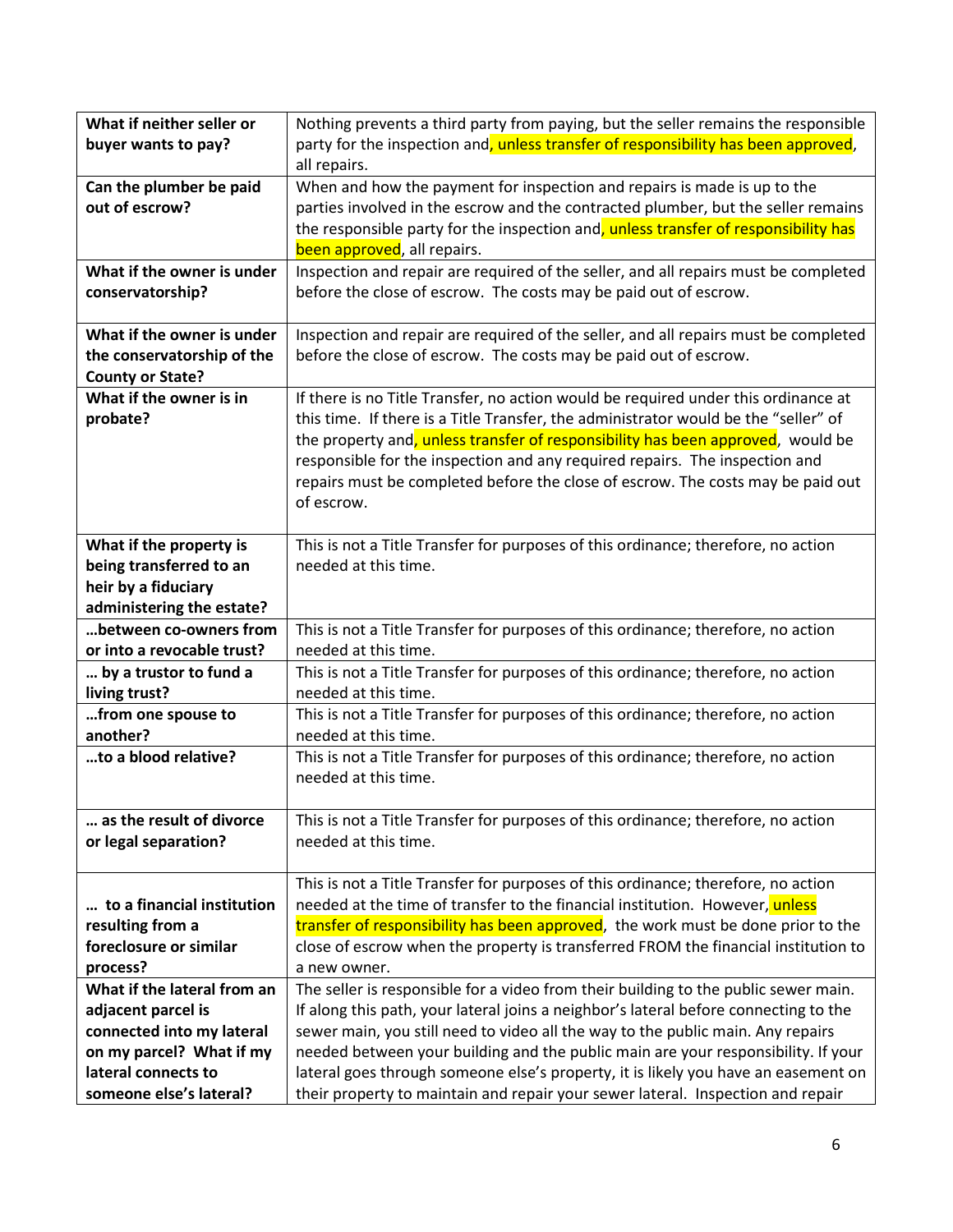| | |
|---|---|
| **What if neither seller or buyer wants to pay?** | Nothing prevents a third party from paying, but the seller remains the responsible party for the inspection and, unless transfer of responsibility has been approved, all repairs. |
| **Can the plumber be paid out of escrow?** | When and how the payment for inspection and repairs is made is up to the parties involved in the escrow and the contracted plumber, but the seller remains the responsible party for the inspection and, unless transfer of responsibility has been approved, all repairs. |
| **What if the owner is under conservatorship?** | Inspection and repair are required of the seller, and all repairs must be completed before the close of escrow. The costs may be paid out of escrow. |
| **What if the owner is under the conservatorship of the County or State?** | Inspection and repair are required of the seller, and all repairs must be completed before the close of escrow. The costs may be paid out of escrow. |
| **What if the owner is in probate?** | If there is no Title Transfer, no action would be required under this ordinance at this time. If there is a Title Transfer, the administrator would be the "seller" of the property and, unless transfer of responsibility has been approved, would be responsible for the inspection and any required repairs. The inspection and repairs must be completed before the close of escrow. The costs may be paid out of escrow. |
| **What if the property is being transferred to an heir by a fiduciary administering the estate?** | This is not a Title Transfer for purposes of this ordinance; therefore, no action needed at this time. |
| **…between co-owners from or into a revocable trust?** | This is not a Title Transfer for purposes of this ordinance; therefore, no action needed at this time. |
| **… by a trustor to fund a living trust?** | This is not a Title Transfer for purposes of this ordinance; therefore, no action needed at this time. |
| **…from one spouse to another?** | This is not a Title Transfer for purposes of this ordinance; therefore, no action needed at this time. |
| **…to a blood relative?** | This is not a Title Transfer for purposes of this ordinance; therefore, no action needed at this time. |
| **… as the result of divorce or legal separation?** | This is not a Title Transfer for purposes of this ordinance; therefore, no action needed at this time. |
| **… to a financial institution resulting from a foreclosure or similar process?** | This is not a Title Transfer for purposes of this ordinance; therefore, no action needed at the time of transfer to the financial institution. However, unless transfer of responsibility has been approved, the work must be done prior to the close of escrow when the property is transferred FROM the financial institution to a new owner. |
| **What if the lateral from an adjacent parcel is connected into my lateral on my parcel? What if my lateral connects to someone else's lateral?** | The seller is responsible for a video from their building to the public sewer main. If along this path, your lateral joins a neighbor's lateral before connecting to the sewer main, you still need to video all the way to the public main. Any repairs needed between your building and the public main are your responsibility. If your lateral goes through someone else's property, it is likely you have an easement on their property to maintain and repair your sewer lateral. Inspection and repair |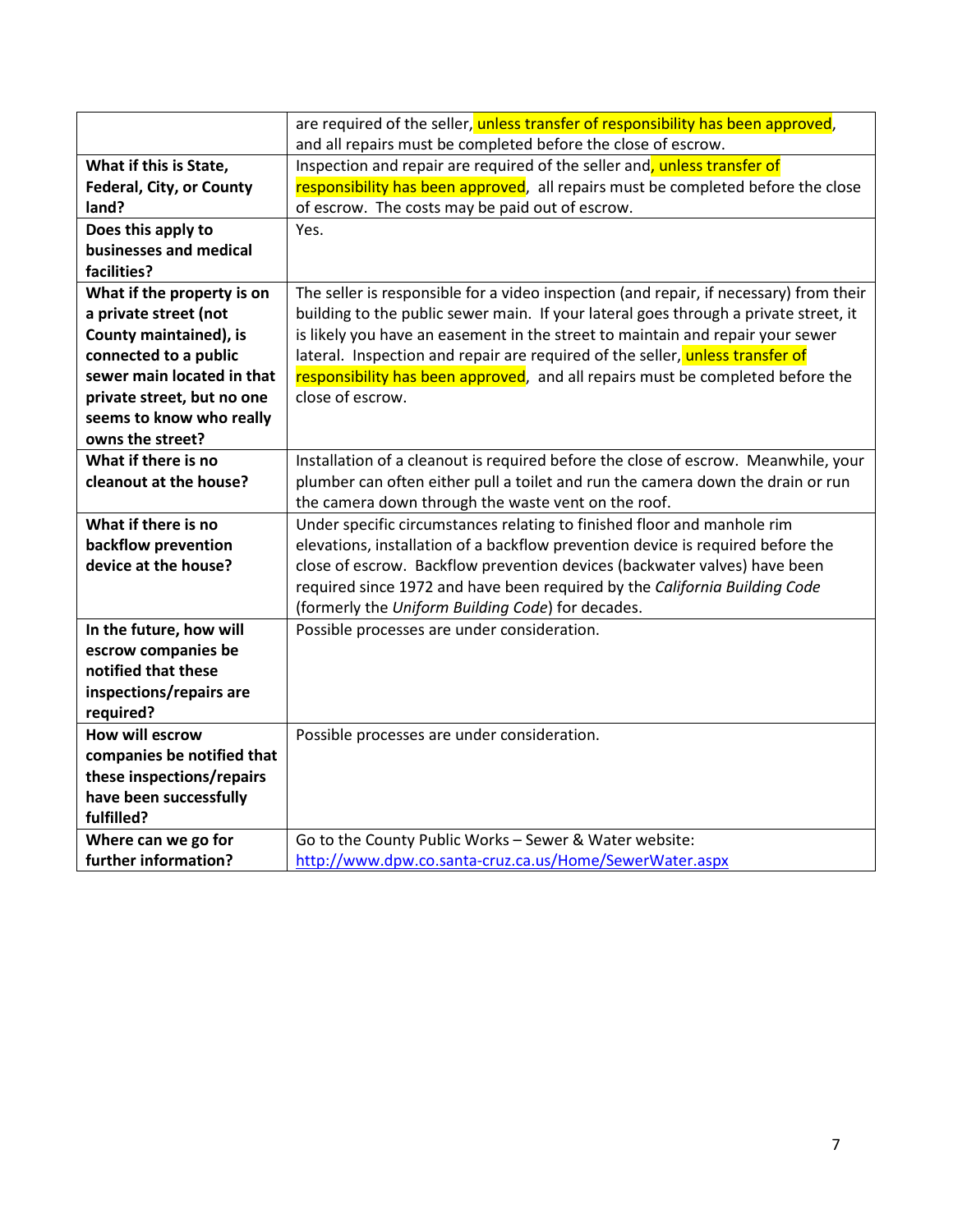| | |
|---|---|
| | are required of the seller, unless transfer of responsibility has been approved, and all repairs must be completed before the close of escrow. |
| **What if this is State, Federal, City, or County land?** | Inspection and repair are required of the seller and, unless transfer of responsibility has been approved, all repairs must be completed before the close of escrow. The costs may be paid out of escrow. |
| **Does this apply to businesses and medical facilities?** | Yes. |
| **What if the property is on a private street (not County maintained), is connected to a public sewer main located in that private street, but no one seems to know who really owns the street?** | The seller is responsible for a video inspection (and repair, if necessary) from their building to the public sewer main. If your lateral goes through a private street, it is likely you have an easement in the street to maintain and repair your sewer lateral. Inspection and repair are required of the seller, unless transfer of responsibility has been approved, and all repairs must be completed before the close of escrow. |
| **What if there is no cleanout at the house?** | Installation of a cleanout is required before the close of escrow. Meanwhile, your plumber can often either pull a toilet and run the camera down the drain or run the camera down through the waste vent on the roof. |
| **What if there is no backflow prevention device at the house?** | Under specific circumstances relating to finished floor and manhole rim elevations, installation of a backflow prevention device is required before the close of escrow. Backflow prevention devices (backwater valves) have been required since 1972 and have been required by the *California Building Code* (formerly the *Uniform Building Code*) for decades. |
| **In the future, how will escrow companies be notified that these inspections/repairs are required?** | Possible processes are under consideration. |
| **How will escrow companies be notified that these inspections/repairs have been successfully fulfilled?** | Possible processes are under consideration. |
| **Where can we go for further information?** | Go to the County Public Works – Sewer & Water website: http://www.dpw.co.santa-cruz.ca.us/Home/SewerWater.aspx |